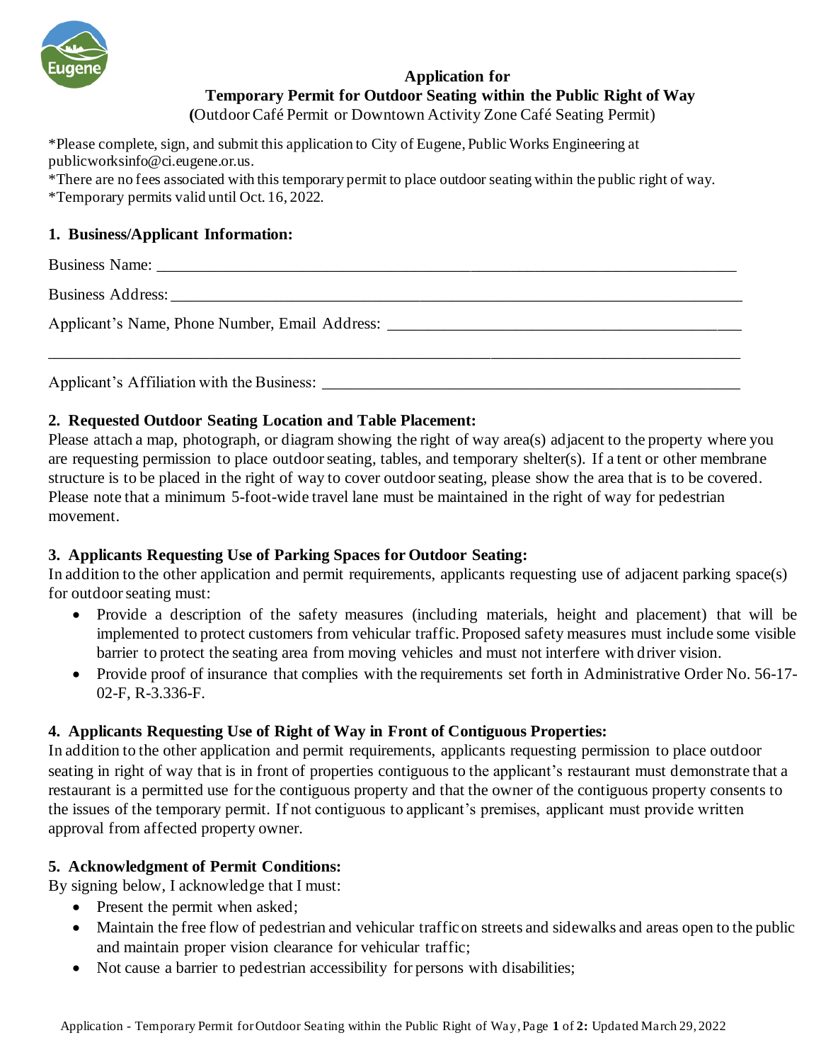# Application for Temporary Permit for Outdoor Seating within the Public Right of Way

**(**Outdoor Café Permit or Downtown Activity Zone Café Seating Permit)

*Please complete, sign, and submit this application to City of Eugene, Public Works Engineering at publicworksinfo@ci.eugene.or.us.
*There are no fees associated with this temporary permit to place outdoor seating within the public right of way.
*Temporary permits valid until Oct. 16, 2022.

## 1. Business/Applicant Information:

Business Name: ___________________________________________________________________________

Business Address: _________________________________________________________________________

Applicant's Name, Phone Number, Email Address: _____________________________________________

_______________________________________________________________________________________

Applicant's Affiliation with the Business: ______________________________________________________

## 2. Requested Outdoor Seating Location and Table Placement:

Please attach a map, photograph, or diagram showing the right of way area(s) adjacent to the property where you are requesting permission to place outdoor seating, tables, and temporary shelter(s). If a tent or other membrane structure is to be placed in the right of way to cover outdoor seating, please show the area that is to be covered. Please note that a minimum 5-foot-wide travel lane must be maintained in the right of way for pedestrian movement.

## 3. Applicants Requesting Use of Parking Spaces for Outdoor Seating:

In addition to the other application and permit requirements, applicants requesting use of adjacent parking space(s) for outdoor seating must:

- Provide a description of the safety measures (including materials, height and placement) that will be implemented to protect customers from vehicular traffic. Proposed safety measures must include some visible barrier to protect the seating area from moving vehicles and must not interfere with driver vision.
- Provide proof of insurance that complies with the requirements set forth in Administrative Order No. 56-17-02-F, R-3.336-F.

## 4. Applicants Requesting Use of Right of Way in Front of Contiguous Properties:

In addition to the other application and permit requirements, applicants requesting permission to place outdoor seating in right of way that is in front of properties contiguous to the applicant's restaurant must demonstrate that a restaurant is a permitted use for the contiguous property and that the owner of the contiguous property consents to the issues of the temporary permit. If not contiguous to applicant's premises, applicant must provide written approval from affected property owner.

## 5. Acknowledgment of Permit Conditions:

By signing below, I acknowledge that I must:

- Present the permit when asked;
- Maintain the free flow of pedestrian and vehicular traffic on streets and sidewalks and areas open to the public and maintain proper vision clearance for vehicular traffic;
- Not cause a barrier to pedestrian accessibility for persons with disabilities;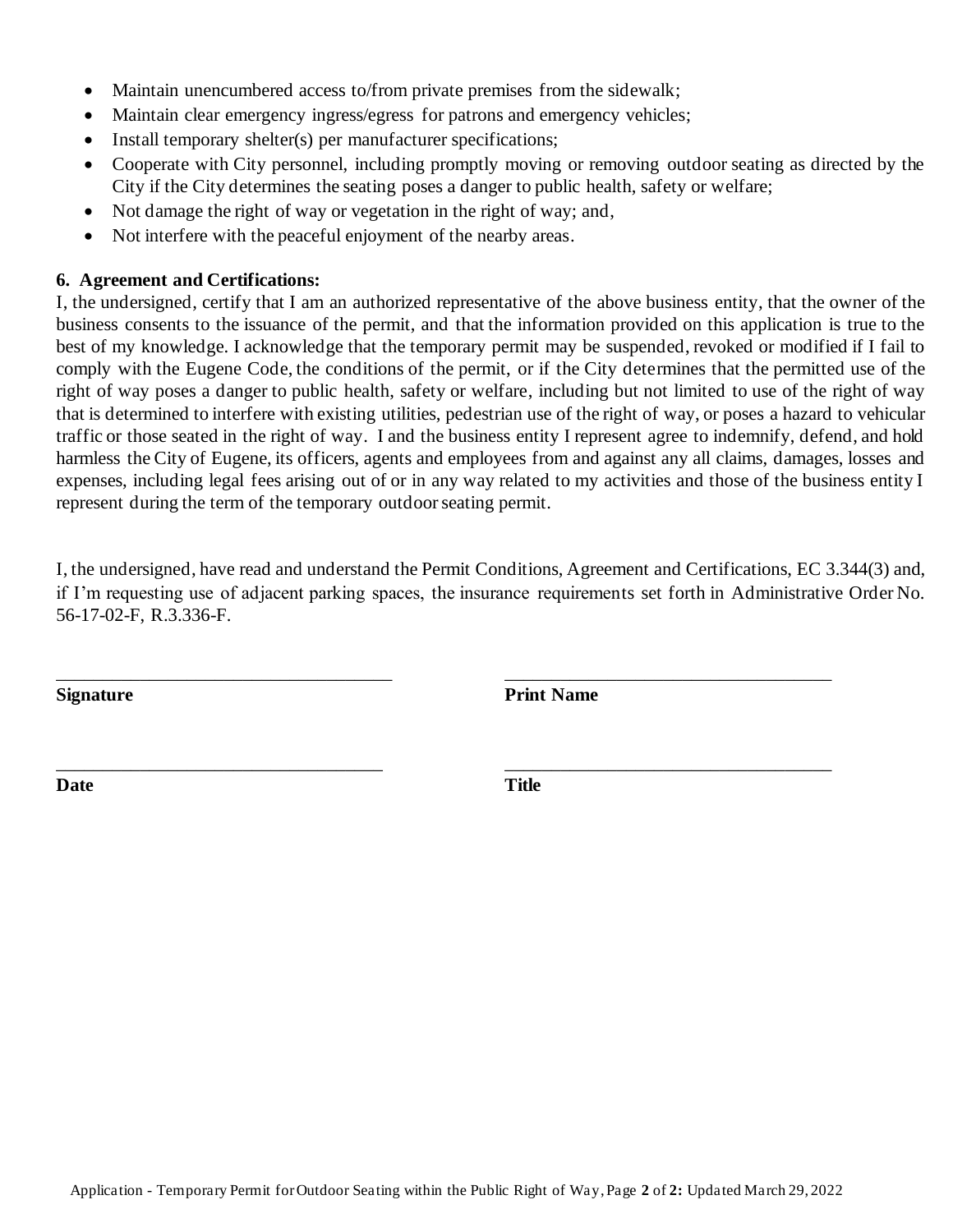- Maintain unencumbered access to/from private premises from the sidewalk;
- Maintain clear emergency ingress/egress for patrons and emergency vehicles;
- Install temporary shelter(s) per manufacturer specifications;
- Cooperate with City personnel, including promptly moving or removing outdoor seating as directed by the City if the City determines the seating poses a danger to public health, safety or welfare;
- Not damage the right of way or vegetation in the right of way; and,
- Not interfere with the peaceful enjoyment of the nearby areas.

**6. Agreement and Certifications:**

I, the undersigned, certify that I am an authorized representative of the above business entity, that the owner of the business consents to the issuance of the permit, and that the information provided on this application is true to the best of my knowledge. I acknowledge that the temporary permit may be suspended, revoked or modified if I fail to comply with the Eugene Code, the conditions of the permit, or if the City determines that the permitted use of the right of way poses a danger to public health, safety or welfare, including but not limited to use of the right of way that is determined to interfere with existing utilities, pedestrian use of the right of way, or poses a hazard to vehicular traffic or those seated in the right of way. I and the business entity I represent agree to indemnify, defend, and hold harmless the City of Eugene, its officers, agents and employees from and against any all claims, damages, losses and expenses, including legal fees arising out of or in any way related to my activities and those of the business entity I represent during the term of the temporary outdoor seating permit.

I, the undersigned, have read and understand the Permit Conditions, Agreement and Certifications, EC 3.344(3) and, if I'm requesting use of adjacent parking spaces, the insurance requirements set forth in Administrative Order No. 56-17-02-F, R.3.336-F.

\_\_\_\_\_\_\_\_\_\_\_\_\_\_\_\_\_\_\_\_\_\_\_\_\_\_\_\_\_\_\_\_\_\_\_\_
**Signature**

\_\_\_\_\_\_\_\_\_\_\_\_\_\_\_\_\_\_\_\_\_\_\_\_\_\_\_\_\_\_\_\_\_\_\_\_
**Print Name**

\_\_\_\_\_\_\_\_\_\_\_\_\_\_\_\_\_\_\_\_\_\_\_\_\_\_\_\_\_\_\_\_\_\_\_\_
**Date**

\_\_\_\_\_\_\_\_\_\_\_\_\_\_\_\_\_\_\_\_\_\_\_\_\_\_\_\_\_\_\_\_\_\_\_\_
**Title**